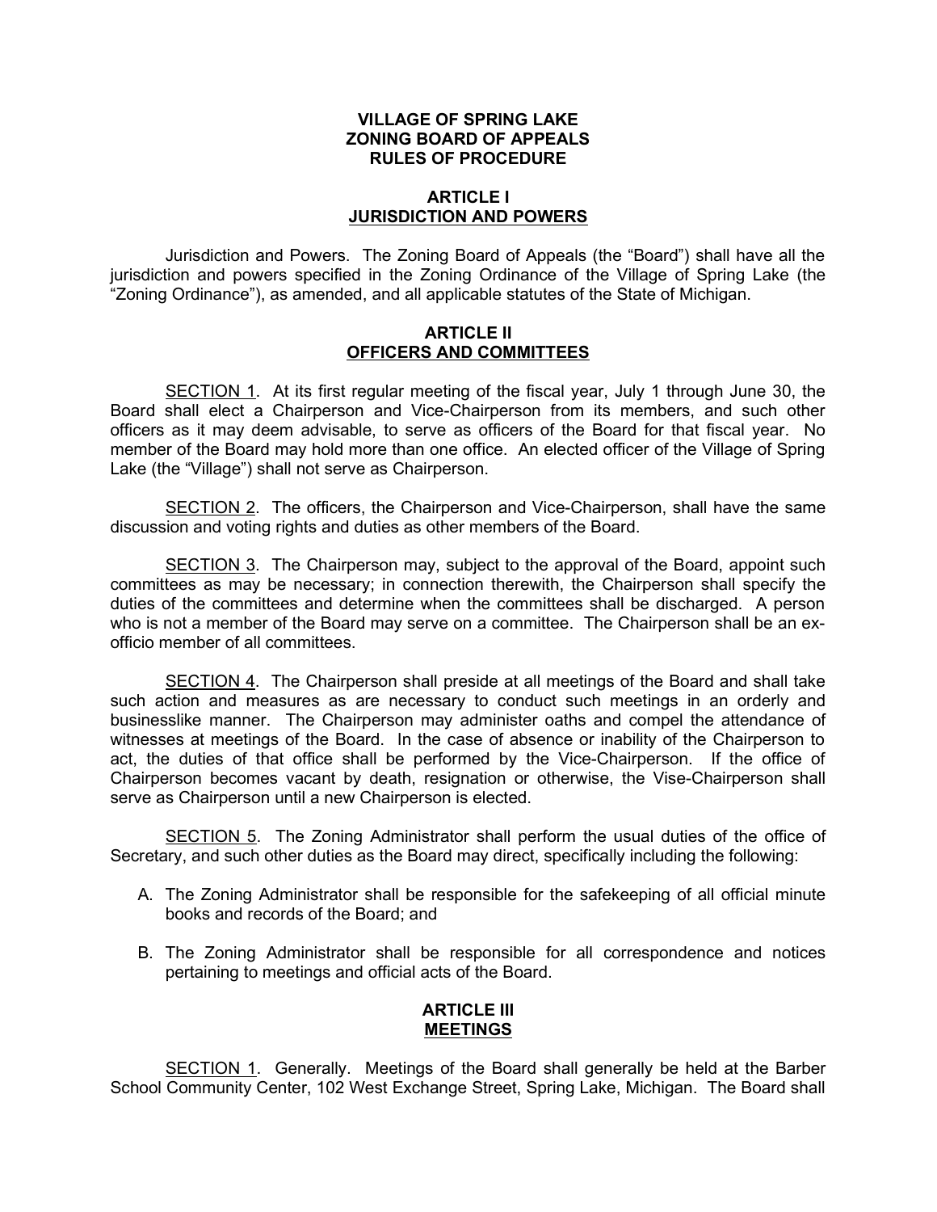**VILLAGE OF SPRING LAKE**
**ZONING BOARD OF APPEALS**
**RULES OF PROCEDURE**

## ARTICLE I
## JURISDICTION AND POWERS

Jurisdiction and Powers. The Zoning Board of Appeals (the "Board") shall have all the jurisdiction and powers specified in the Zoning Ordinance of the Village of Spring Lake (the "Zoning Ordinance"), as amended, and all applicable statutes of the State of Michigan.

## ARTICLE II
## OFFICERS AND COMMITTEES

SECTION 1. At its first regular meeting of the fiscal year, July 1 through June 30, the Board shall elect a Chairperson and Vice-Chairperson from its members, and such other officers as it may deem advisable, to serve as officers of the Board for that fiscal year. No member of the Board may hold more than one office. An elected officer of the Village of Spring Lake (the "Village") shall not serve as Chairperson.

SECTION 2. The officers, the Chairperson and Vice-Chairperson, shall have the same discussion and voting rights and duties as other members of the Board.

SECTION 3. The Chairperson may, subject to the approval of the Board, appoint such committees as may be necessary; in connection therewith, the Chairperson shall specify the duties of the committees and determine when the committees shall be discharged. A person who is not a member of the Board may serve on a committee. The Chairperson shall be an ex-officio member of all committees.

SECTION 4. The Chairperson shall preside at all meetings of the Board and shall take such action and measures as are necessary to conduct such meetings in an orderly and businesslike manner. The Chairperson may administer oaths and compel the attendance of witnesses at meetings of the Board. In the case of absence or inability of the Chairperson to act, the duties of that office shall be performed by the Vice-Chairperson. If the office of Chairperson becomes vacant by death, resignation or otherwise, the Vise-Chairperson shall serve as Chairperson until a new Chairperson is elected.

SECTION 5. The Zoning Administrator shall perform the usual duties of the office of Secretary, and such other duties as the Board may direct, specifically including the following:

A. The Zoning Administrator shall be responsible for the safekeeping of all official minute books and records of the Board; and

B. The Zoning Administrator shall be responsible for all correspondence and notices pertaining to meetings and official acts of the Board.

## ARTICLE III
## MEETINGS

SECTION 1. Generally. Meetings of the Board shall generally be held at the Barber School Community Center, 102 West Exchange Street, Spring Lake, Michigan. The Board shall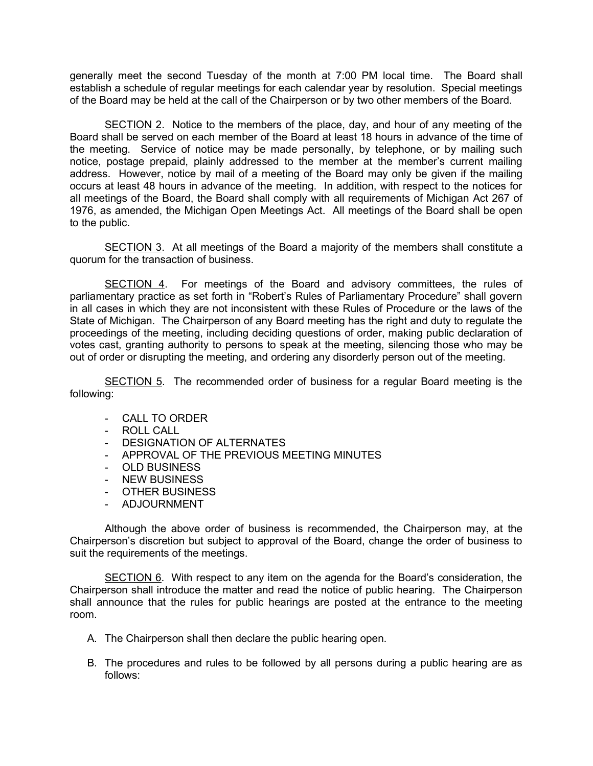generally meet the second Tuesday of the month at 7:00 PM local time. The Board shall establish a schedule of regular meetings for each calendar year by resolution. Special meetings of the Board may be held at the call of the Chairperson or by two other members of the Board.

SECTION 2. Notice to the members of the place, day, and hour of any meeting of the Board shall be served on each member of the Board at least 18 hours in advance of the time of the meeting. Service of notice may be made personally, by telephone, or by mailing such notice, postage prepaid, plainly addressed to the member at the member's current mailing address. However, notice by mail of a meeting of the Board may only be given if the mailing occurs at least 48 hours in advance of the meeting. In addition, with respect to the notices for all meetings of the Board, the Board shall comply with all requirements of Michigan Act 267 of 1976, as amended, the Michigan Open Meetings Act. All meetings of the Board shall be open to the public.

SECTION 3. At all meetings of the Board a majority of the members shall constitute a quorum for the transaction of business.

SECTION 4. For meetings of the Board and advisory committees, the rules of parliamentary practice as set forth in "Robert's Rules of Parliamentary Procedure" shall govern in all cases in which they are not inconsistent with these Rules of Procedure or the laws of the State of Michigan. The Chairperson of any Board meeting has the right and duty to regulate the proceedings of the meeting, including deciding questions of order, making public declaration of votes cast, granting authority to persons to speak at the meeting, silencing those who may be out of order or disrupting the meeting, and ordering any disorderly person out of the meeting.

SECTION 5. The recommended order of business for a regular Board meeting is the following:

- CALL TO ORDER
- ROLL CALL
- DESIGNATION OF ALTERNATES
- APPROVAL OF THE PREVIOUS MEETING MINUTES
- OLD BUSINESS
- NEW BUSINESS
- OTHER BUSINESS
- ADJOURNMENT

Although the above order of business is recommended, the Chairperson may, at the Chairperson's discretion but subject to approval of the Board, change the order of business to suit the requirements of the meetings.

SECTION 6. With respect to any item on the agenda for the Board's consideration, the Chairperson shall introduce the matter and read the notice of public hearing. The Chairperson shall announce that the rules for public hearings are posted at the entrance to the meeting room.

A. The Chairperson shall then declare the public hearing open.

B. The procedures and rules to be followed by all persons during a public hearing are as follows: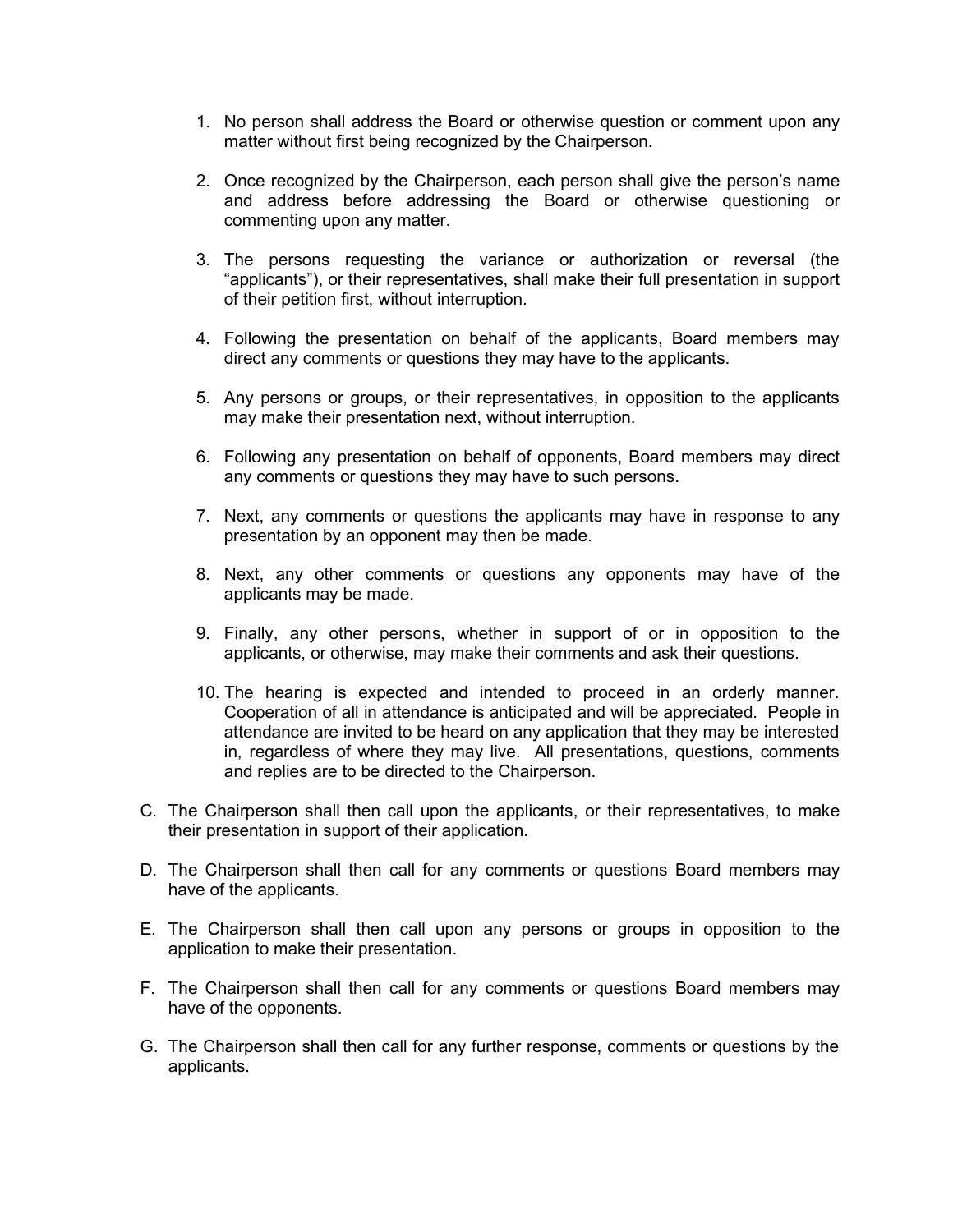1. No person shall address the Board or otherwise question or comment upon any matter without first being recognized by the Chairperson.

2. Once recognized by the Chairperson, each person shall give the person's name and address before addressing the Board or otherwise questioning or commenting upon any matter.

3. The persons requesting the variance or authorization or reversal (the "applicants"), or their representatives, shall make their full presentation in support of their petition first, without interruption.

4. Following the presentation on behalf of the applicants, Board members may direct any comments or questions they may have to the applicants.

5. Any persons or groups, or their representatives, in opposition to the applicants may make their presentation next, without interruption.

6. Following any presentation on behalf of opponents, Board members may direct any comments or questions they may have to such persons.

7. Next, any comments or questions the applicants may have in response to any presentation by an opponent may then be made.

8. Next, any other comments or questions any opponents may have of the applicants may be made.

9. Finally, any other persons, whether in support of or in opposition to the applicants, or otherwise, may make their comments and ask their questions.

10. The hearing is expected and intended to proceed in an orderly manner. Cooperation of all in attendance is anticipated and will be appreciated. People in attendance are invited to be heard on any application that they may be interested in, regardless of where they may live. All presentations, questions, comments and replies are to be directed to the Chairperson.

C. The Chairperson shall then call upon the applicants, or their representatives, to make their presentation in support of their application.

D. The Chairperson shall then call for any comments or questions Board members may have of the applicants.

E. The Chairperson shall then call upon any persons or groups in opposition to the application to make their presentation.

F. The Chairperson shall then call for any comments or questions Board members may have of the opponents.

G. The Chairperson shall then call for any further response, comments or questions by the applicants.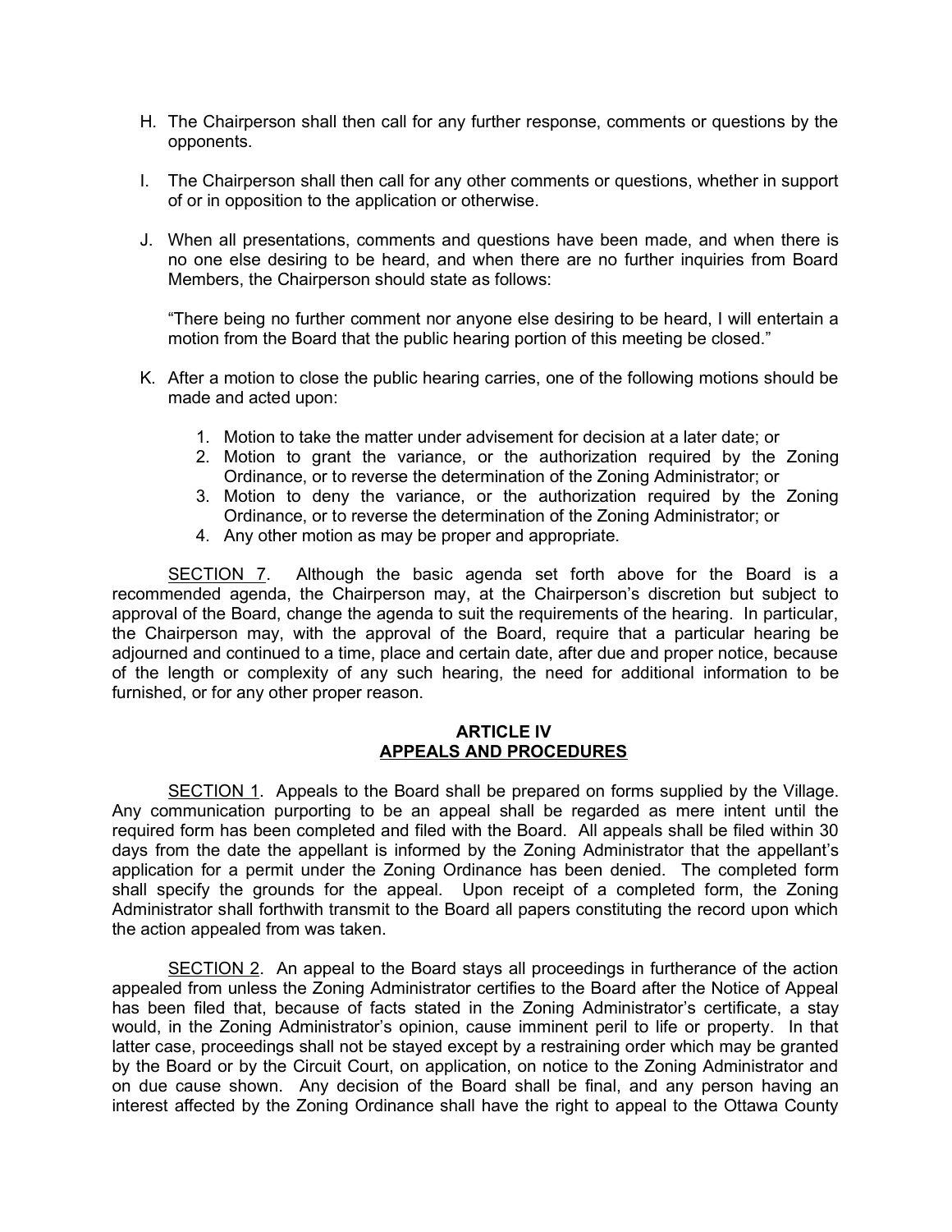H. The Chairperson shall then call for any further response, comments or questions by the opponents.

I. The Chairperson shall then call for any other comments or questions, whether in support of or in opposition to the application or otherwise.

J. When all presentations, comments and questions have been made, and when there is no one else desiring to be heard, and when there are no further inquiries from Board Members, the Chairperson should state as follows:

   "There being no further comment nor anyone else desiring to be heard, I will entertain a motion from the Board that the public hearing portion of this meeting be closed."

K. After a motion to close the public hearing carries, one of the following motions should be made and acted upon:

   1. Motion to take the matter under advisement for decision at a later date; or
   2. Motion to grant the variance, or the authorization required by the Zoning Ordinance, or to reverse the determination of the Zoning Administrator; or
   3. Motion to deny the variance, or the authorization required by the Zoning Ordinance, or to reverse the determination of the Zoning Administrator; or
   4. Any other motion as may be proper and appropriate.

SECTION 7. Although the basic agenda set forth above for the Board is a recommended agenda, the Chairperson may, at the Chairperson's discretion but subject to approval of the Board, change the agenda to suit the requirements of the hearing. In particular, the Chairperson may, with the approval of the Board, require that a particular hearing be adjourned and continued to a time, place and certain date, after due and proper notice, because of the length or complexity of any such hearing, the need for additional information to be furnished, or for any other proper reason.

## ARTICLE IV
## APPEALS AND PROCEDURES

SECTION 1. Appeals to the Board shall be prepared on forms supplied by the Village. Any communication purporting to be an appeal shall be regarded as mere intent until the required form has been completed and filed with the Board. All appeals shall be filed within 30 days from the date the appellant is informed by the Zoning Administrator that the appellant's application for a permit under the Zoning Ordinance has been denied. The completed form shall specify the grounds for the appeal. Upon receipt of a completed form, the Zoning Administrator shall forthwith transmit to the Board all papers constituting the record upon which the action appealed from was taken.

SECTION 2. An appeal to the Board stays all proceedings in furtherance of the action appealed from unless the Zoning Administrator certifies to the Board after the Notice of Appeal has been filed that, because of facts stated in the Zoning Administrator's certificate, a stay would, in the Zoning Administrator's opinion, cause imminent peril to life or property. In that latter case, proceedings shall not be stayed except by a restraining order which may be granted by the Board or by the Circuit Court, on application, on notice to the Zoning Administrator and on due cause shown. Any decision of the Board shall be final, and any person having an interest affected by the Zoning Ordinance shall have the right to appeal to the Ottawa County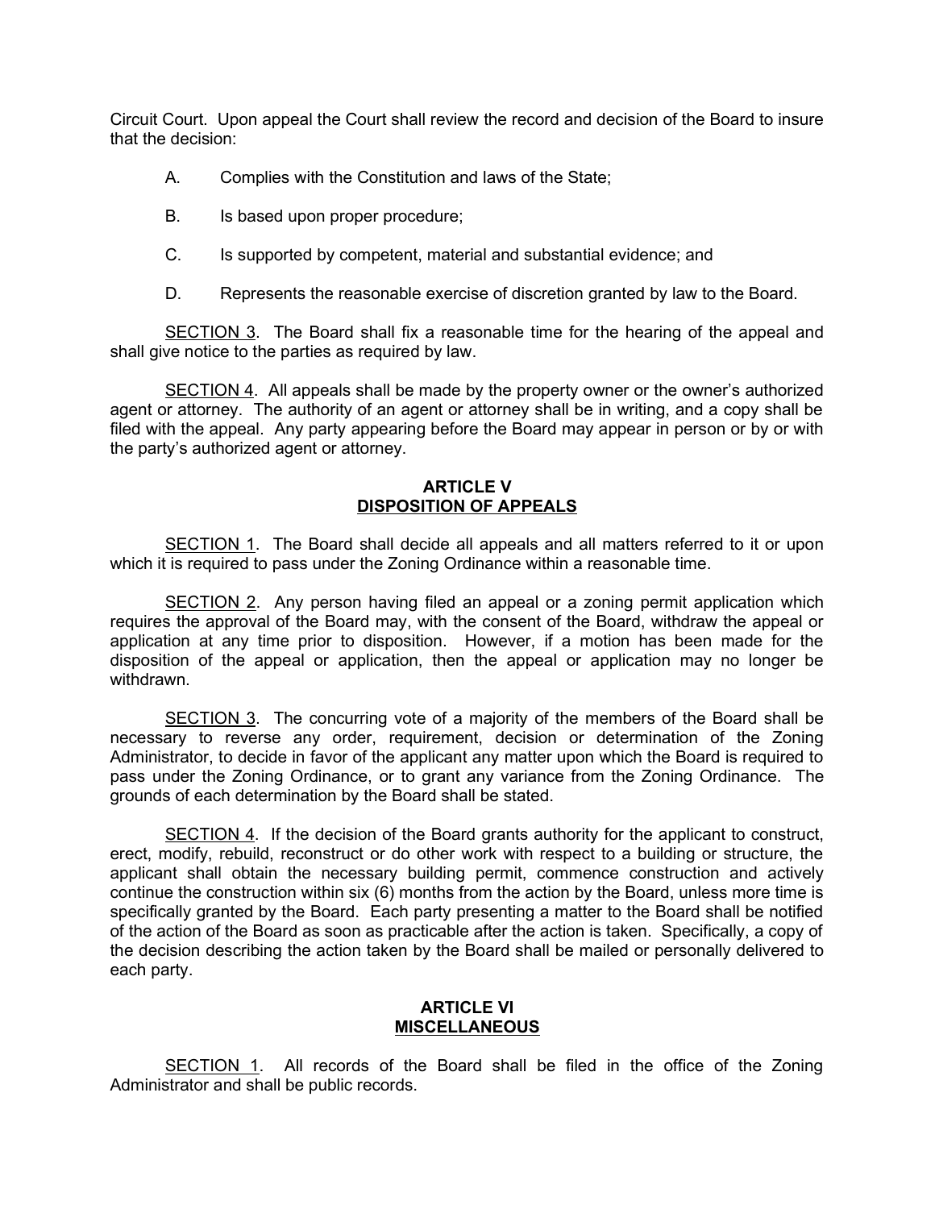Circuit Court. Upon appeal the Court shall review the record and decision of the Board to insure that the decision:

A. Complies with the Constitution and laws of the State;

B. Is based upon proper procedure;

C. Is supported by competent, material and substantial evidence; and

D. Represents the reasonable exercise of discretion granted by law to the Board.

<u>SECTION 3</u>. The Board shall fix a reasonable time for the hearing of the appeal and shall give notice to the parties as required by law.

<u>SECTION 4</u>. All appeals shall be made by the property owner or the owner's authorized agent or attorney. The authority of an agent or attorney shall be in writing, and a copy shall be filed with the appeal. Any party appearing before the Board may appear in person or by or with the party's authorized agent or attorney.

## ARTICLE V
## <u>DISPOSITION OF APPEALS</u>

<u>SECTION 1</u>. The Board shall decide all appeals and all matters referred to it or upon which it is required to pass under the Zoning Ordinance within a reasonable time.

<u>SECTION 2</u>. Any person having filed an appeal or a zoning permit application which requires the approval of the Board may, with the consent of the Board, withdraw the appeal or application at any time prior to disposition. However, if a motion has been made for the disposition of the appeal or application, then the appeal or application may no longer be withdrawn.

<u>SECTION 3</u>. The concurring vote of a majority of the members of the Board shall be necessary to reverse any order, requirement, decision or determination of the Zoning Administrator, to decide in favor of the applicant any matter upon which the Board is required to pass under the Zoning Ordinance, or to grant any variance from the Zoning Ordinance. The grounds of each determination by the Board shall be stated.

<u>SECTION 4</u>. If the decision of the Board grants authority for the applicant to construct, erect, modify, rebuild, reconstruct or do other work with respect to a building or structure, the applicant shall obtain the necessary building permit, commence construction and actively continue the construction within six (6) months from the action by the Board, unless more time is specifically granted by the Board. Each party presenting a matter to the Board shall be notified of the action of the Board as soon as practicable after the action is taken. Specifically, a copy of the decision describing the action taken by the Board shall be mailed or personally delivered to each party.

## ARTICLE VI
## <u>MISCELLANEOUS</u>

<u>SECTION 1</u>. All records of the Board shall be filed in the office of the Zoning Administrator and shall be public records.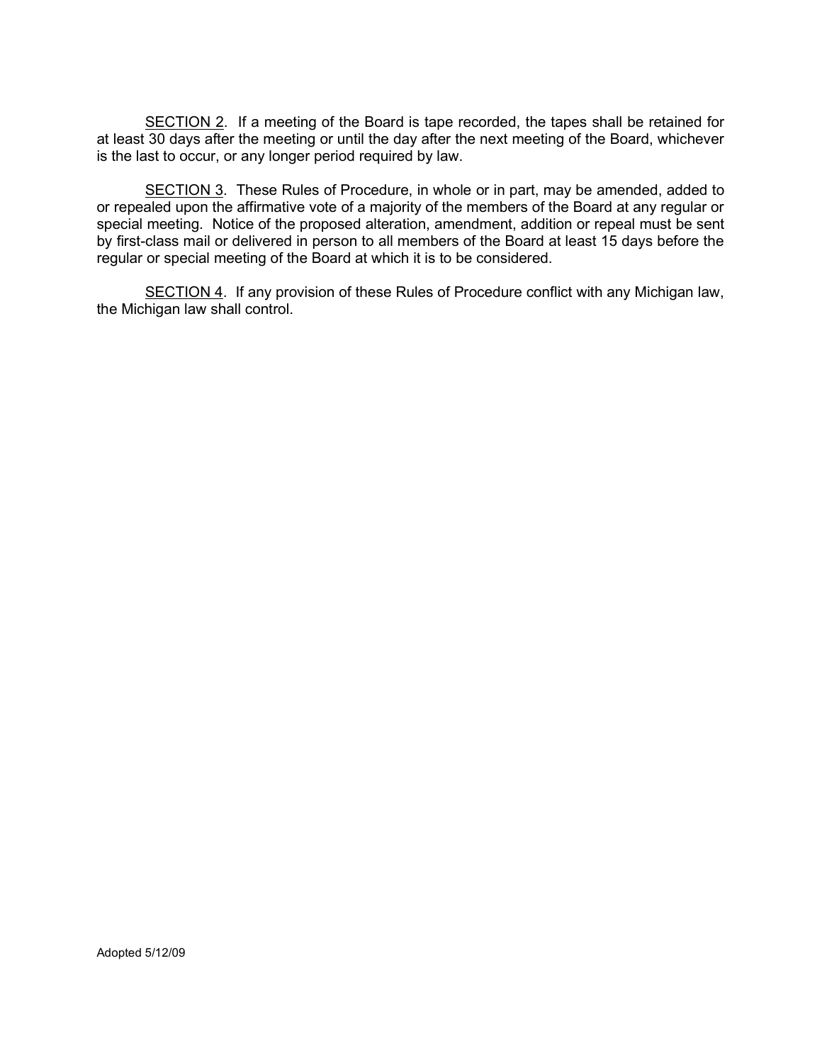SECTION 2. If a meeting of the Board is tape recorded, the tapes shall be retained for at least 30 days after the meeting or until the day after the next meeting of the Board, whichever is the last to occur, or any longer period required by law.

SECTION 3. These Rules of Procedure, in whole or in part, may be amended, added to or repealed upon the affirmative vote of a majority of the members of the Board at any regular or special meeting. Notice of the proposed alteration, amendment, addition or repeal must be sent by first-class mail or delivered in person to all members of the Board at least 15 days before the regular or special meeting of the Board at which it is to be considered.

SECTION 4. If any provision of these Rules of Procedure conflict with any Michigan law, the Michigan law shall control.

Adopted 5/12/09